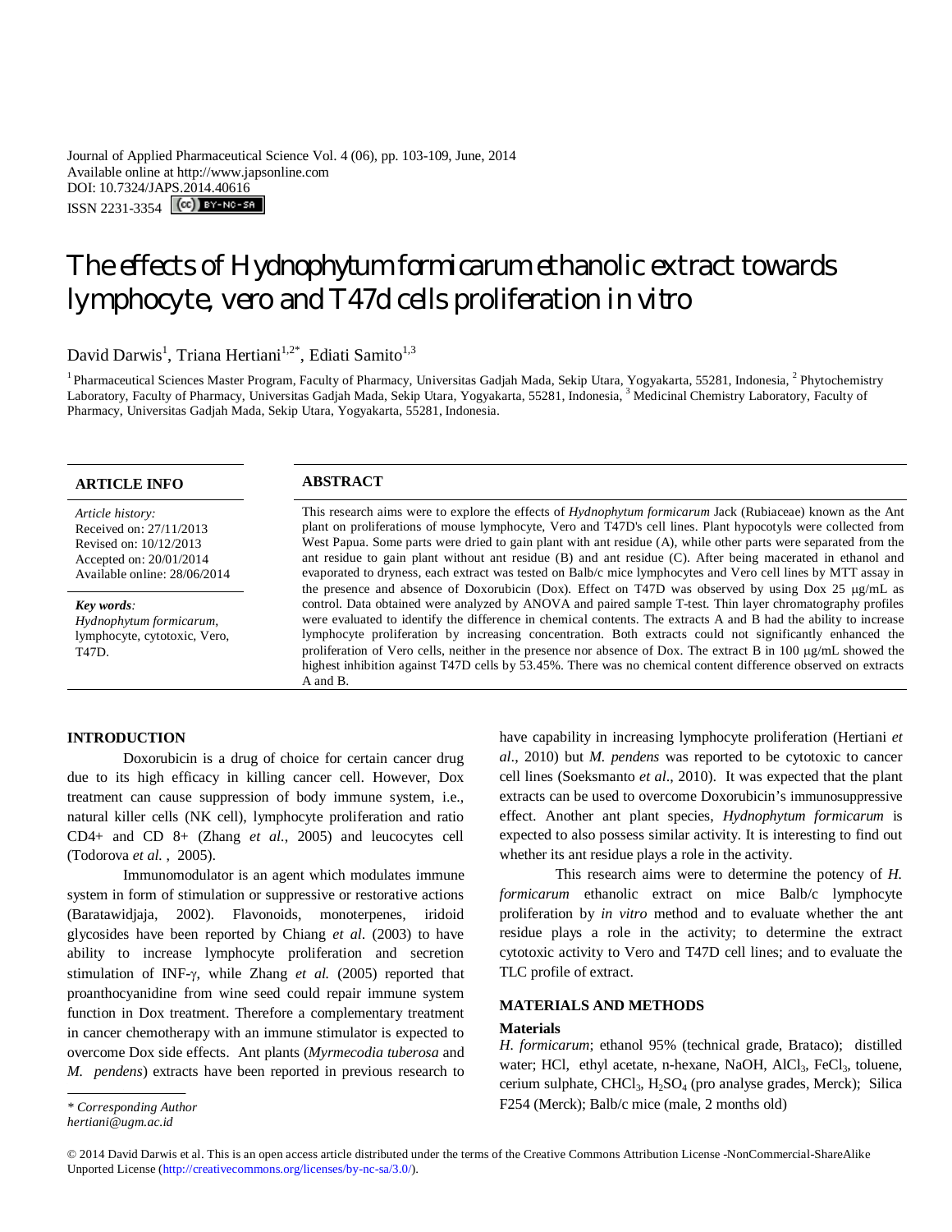Journal of Applied Pharmaceutical Science Vol. 4 (06), pp. 103-109, June, 2014
Available online at http://www.japsonline.com
DOI: 10.7324/JAPS.2014.40616
ISSN 2231-3354

# The effects of Hydnophytum formicarum ethanolic extract towards lymphocyte, vero and T47d cells proliferation in vitro

David Darwis[1], Triana Hertiani[1,2*], Ediati Samito[1,3]

[1] Pharmaceutical Sciences Master Program, Faculty of Pharmacy, Universitas Gadjah Mada, Sekip Utara, Yogyakarta, 55281, Indonesia, [2] Phytochemistry Laboratory, Faculty of Pharmacy, Universitas Gadjah Mada, Sekip Utara, Yogyakarta, 55281, Indonesia, [3] Medicinal Chemistry Laboratory, Faculty of Pharmacy, Universitas Gadjah Mada, Sekip Utara, Yogyakarta, 55281, Indonesia.

## ARTICLE INFO

*Article history:*
Received on: 27/11/2013
Revised on: 10/12/2013
Accepted on: 20/01/2014
Available online: 28/06/2014

***Key words:***
*Hydnophytum formicarum*, lymphocyte, cytotoxic, Vero, T47D.

## ABSTRACT

This research aims were to explore the effects of *Hydnophytum formicarum* Jack (Rubiaceae) known as the Ant plant on proliferations of mouse lymphocyte, Vero and T47D's cell lines. Plant hypocotyls were collected from West Papua. Some parts were dried to gain plant with ant residue (A), while other parts were separated from the ant residue to gain plant without ant residue (B) and ant residue (C). After being macerated in ethanol and evaporated to dryness, each extract was tested on Balb/c mice lymphocytes and Vero cell lines by MTT assay in the presence and absence of Doxorubicin (Dox). Effect on T47D was observed by using Dox 25 μg/mL as control. Data obtained were analyzed by ANOVA and paired sample T-test. Thin layer chromatography profiles were evaluated to identify the difference in chemical contents. The extracts A and B had the ability to increase lymphocyte proliferation by increasing concentration. Both extracts could not significantly enhanced the proliferation of Vero cells, neither in the presence nor absence of Dox. The extract B in 100 μg/mL showed the highest inhibition against T47D cells by 53.45%. There was no chemical content difference observed on extracts A and B.

## INTRODUCTION

Doxorubicin is a drug of choice for certain cancer drug due to its high efficacy in killing cancer cell. However, Dox treatment can cause suppression of body immune system, i.e., natural killer cells (NK cell), lymphocyte proliferation and ratio CD4+ and CD 8+ (Zhang *et al.*, 2005) and leucocytes cell (Todorova *et al.* , 2005).

Immunomodulator is an agent which modulates immune system in form of stimulation or suppressive or restorative actions (Baratawidjaja, 2002). Flavonoids, monoterpenes, iridoid glycosides have been reported by Chiang *et al*. (2003) to have ability to increase lymphocyte proliferation and secretion stimulation of INF-γ, while Zhang *et al.* (2005) reported that proanthocyanidine from wine seed could repair immune system function in Dox treatment. Therefore a complementary treatment in cancer chemotherapy with an immune stimulator is expected to overcome Dox side effects. Ant plants (*Myrmecodia tuberosa* and *M. pendens*) extracts have been reported in previous research to have capability in increasing lymphocyte proliferation (Hertiani *et al*., 2010) but *M. pendens* was reported to be cytotoxic to cancer cell lines (Soeksmanto *et al*., 2010). It was expected that the plant extracts can be used to overcome Doxorubicin's immunosuppressive effect. Another ant plant species, *Hydnophytum formicarum* is expected to also possess similar activity. It is interesting to find out whether its ant residue plays a role in the activity.

This research aims were to determine the potency of *H. formicarum* ethanolic extract on mice Balb/c lymphocyte proliferation by *in vitro* method and to evaluate whether the ant residue plays a role in the activity; to determine the extract cytotoxic activity to Vero and T47D cell lines; and to evaluate the TLC profile of extract.

## MATERIALS AND METHODS

### Materials

*H. formicarum*; ethanol 95% (technical grade, Brataco); distilled water; HCl, ethyl acetate, n-hexane, NaOH, $AlCl_3$, $FeCl_3$, toluene, cerium sulphate, $CHCl_3$, $H_2SO_4$ (pro analyse grades, Merck); Silica F254 (Merck); Balb/c mice (male, 2 months old)

\* *Corresponding Author*
*hertiani@ugm.ac.id*

© 2014 David Darwis et al. This is an open access article distributed under the terms of the Creative Commons Attribution License -NonCommercial-ShareAlike Unported License (http://creativecommons.org/licenses/by-nc-sa/3.0/).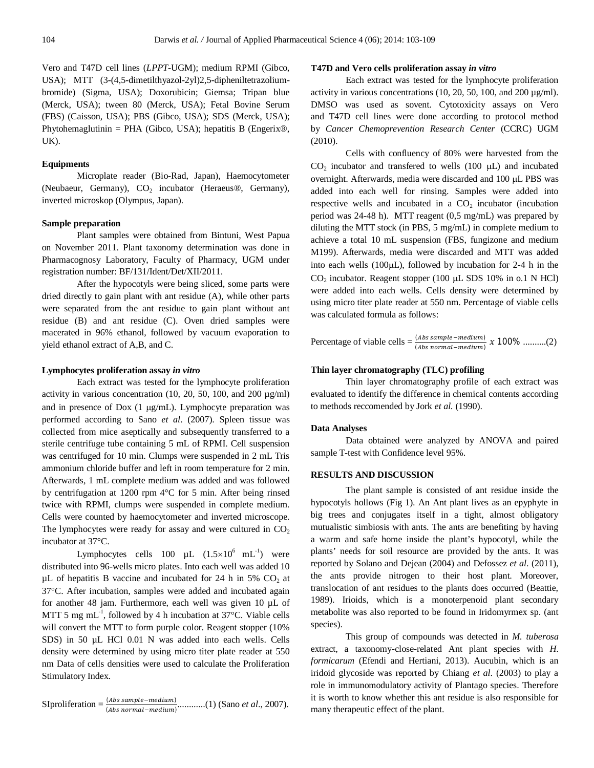Vero and T47D cell lines (*LPPT*-UGM); medium RPMI (Gibco, USA); MTT (3-(4,5-dimetilthyazol-2yl)2,5-dipheniltetrazolium-bromide) (Sigma, USA); Doxorubicin; Giemsa; Tripan blue (Merck, USA); tween 80 (Merck, USA); Fetal Bovine Serum (FBS) (Caisson, USA); PBS (Gibco, USA); SDS (Merck, USA); Phytohemaglutinin = PHA (Gibco, USA); hepatitis B (Engerix®, UK).

#### Equipments

Microplate reader (Bio-Rad, Japan), Haemocytometer (Neubaeur, Germany), $CO_2$ incubator (Heraeus®, Germany), inverted microskop (Olympus, Japan).

#### Sample preparation

Plant samples were obtained from Bintuni, West Papua on November 2011. Plant taxonomy determination was done in Pharmacognosy Laboratory, Faculty of Pharmacy, UGM under registration number: BF/131/Ident/Det/XII/2011.

After the hypocotyls were being sliced, some parts were dried directly to gain plant with ant residue (A), while other parts were separated from the ant residue to gain plant without ant residue (B) and ant residue (C). Oven dried samples were macerated in 96% ethanol, followed by vacuum evaporation to yield ethanol extract of A,B, and C.

#### Lymphocytes proliferation assay *in vitro*

Each extract was tested for the lymphocyte proliferation activity in various concentration (10, 20, 50, 100, and 200 µg/ml) and in presence of Dox (1 µg/mL). Lymphocyte preparation was performed according to Sano *et al*. (2007). Spleen tissue was collected from mice aseptically and subsequently transferred to a sterile centrifuge tube containing 5 mL of RPMI. Cell suspension was centrifuged for 10 min. Clumps were suspended in 2 mL Tris ammonium chloride buffer and left in room temperature for 2 min. Afterwards, 1 mL complete medium was added and was followed by centrifugation at 1200 rpm 4°C for 5 min. After being rinsed twice with RPMI, clumps were suspended in complete medium. Cells were counted by haemocytometer and inverted microscope. The lymphocytes were ready for assay and were cultured in $CO_2$ incubator at 37°C.

Lymphocytes cells 100 µL ($1.5\times10^{6}$ mL$^{-1}$) were distributed into 96-wells micro plates. Into each well was added 10 µL of hepatitis B vaccine and incubated for 24 h in 5% $CO_2$ at 37°C. After incubation, samples were added and incubated again for another 48 jam. Furthermore, each well was given 10 µL of MTT 5 mg mL$^{-1}$, followed by 4 h incubation at 37°C. Viable cells will convert the MTT to form purple color. Reagent stopper (10% SDS) in 50 µL HCl 0.01 N was added into each wells. Cells density were determined by using micro titer plate reader at 550 nm Data of cells densities were used to calculate the Proliferation Stimulatory Index.

$$\text{SIproliferation} = \frac{(Abs\ sample - medium)}{(Abs\ normal - medium)} \text{............(1) (Sano } et\ al\text{., 2007).}$$

#### T47D and Vero cells proliferation assay *in vitro*

Each extract was tested for the lymphocyte proliferation activity in various concentrations (10, 20, 50, 100, and 200 µg/ml). DMSO was used as sovent. Cytotoxicity assays on Vero and T47D cell lines were done according to protocol method by *Cancer Chemoprevention Research Center* (CCRC) UGM (2010).

Cells with confluency of 80% were harvested from the $CO_2$ incubator and transfered to wells (100 µL) and incubated overnight. Afterwards, media were discarded and 100 µL PBS was added into each well for rinsing. Samples were added into respective wells and incubated in a $CO_2$ incubator (incubation period was 24-48 h). MTT reagent (0,5 mg/mL) was prepared by diluting the MTT stock (in PBS, 5 mg/mL) in complete medium to achieve a total 10 mL suspension (FBS, fungizone and medium M199). Afterwards, media were discarded and MTT was added into each wells (100µL), followed by incubation for 2-4 h in the $CO_2$ incubator. Reagent stopper (100 µL SDS 10% in o.1 N HCl) were added into each wells. Cells density were determined by using micro titer plate reader at 550 nm. Percentage of viable cells was calculated formula as follows:

$$\text{Percentage of viable cells} = \frac{(Abs\ sample - medium)}{(Abs\ normal - medium)}\ x\ 100\% \text{ ..........(2)}$$

#### Thin layer chromatography (TLC) profiling

Thin layer chromatography profile of each extract was evaluated to identify the difference in chemical contents according to methods reccomended by Jork *et al.* (1990).

#### Data Analyses

Data obtained were analyzed by ANOVA and paired sample T-test with Confidence level 95%.

## RESULTS AND DISCUSSION

The plant sample is consisted of ant residue inside the hypocotyls hollows (Fig 1). An Ant plant lives as an epyphyte in big trees and conjugates itself in a tight, almost obligatory mutualistic simbiosis with ants. The ants are benefiting by having a warm and safe home inside the plant's hypocotyl, while the plants' needs for soil resource are provided by the ants. It was reported by Solano and Dejean (2004) and Defossez *et al*. (2011), the ants provide nitrogen to their host plant. Moreover, translocation of ant residues to the plants does occurred (Beattie, 1989). Irioids, which is a monoterpenoid plant secondary metabolite was also reported to be found in Iridomyrmex sp. (ant species).

This group of compounds was detected in *M. tuberosa* extract, a taxonomy-close-related Ant plant species with *H. formicarum* (Efendi and Hertiani, 2013). Aucubin, which is an iridoid glycoside was reported by Chiang *et al*. (2003) to play a role in immunomodulatory activity of Plantago species. Therefore it is worth to know whether this ant residue is also responsible for many therapeutic effect of the plant.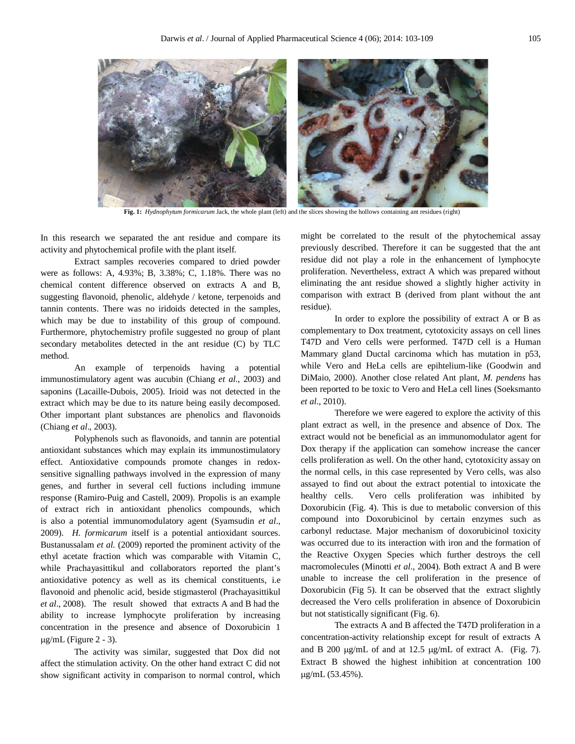**Fig. 1:** *Hydnophytum formicarum* Jack, the whole plant (left) and the slices showing the hollows containing ant residues (right)

In this research we separated the ant residue and compare its activity and phytochemical profile with the plant itself.

Extract samples recoveries compared to dried powder were as follows: A, 4.93%; B, 3.38%; C, 1.18%. There was no chemical content difference observed on extracts A and B, suggesting flavonoid, phenolic, aldehyde / ketone, terpenoids and tannin contents. There was no iridoids detected in the samples, which may be due to instability of this group of compound. Furthermore, phytochemistry profile suggested no group of plant secondary metabolites detected in the ant residue (C) by TLC method.

An example of terpenoids having a potential immunostimulatory agent was aucubin (Chiang *et al*., 2003) and saponins (Lacaille-Dubois, 2005). Irioid was not detected in the extract which may be due to its nature being easily decomposed. Other important plant substances are phenolics and flavonoids (Chiang *et al*., 2003).

Polyphenols such as flavonoids, and tannin are potential antioxidant substances which may explain its immunostimulatory effect. Antioxidative compounds promote changes in redox-sensitive signalling pathways involved in the expression of many genes, and further in several cell fuctions including immune response (Ramiro-Puig and Castell, 2009). Propolis is an example of extract rich in antioxidant phenolics compounds, which is also a potential immunomodulatory agent (Syamsudin *et al*., 2009). *H. formicarum* itself is a potential antioxidant sources. Bustanussalam *et al.* (2009) reported the prominent activity of the ethyl acetate fraction which was comparable with Vitamin C, while Prachayasittikul and collaborators reported the plant's antioxidative potency as well as its chemical constituents, i.e flavonoid and phenolic acid, beside stigmasterol (Prachayasittikul *et al*., 2008). The result showed that extracts A and B had the ability to increase lymphocyte proliferation by increasing concentration in the presence and absence of Doxorubicin 1 μg/mL (Figure 2 - 3).

The activity was similar, suggested that Dox did not affect the stimulation activity. On the other hand extract C did not show significant activity in comparison to normal control, which might be correlated to the result of the phytochemical assay previously described. Therefore it can be suggested that the ant residue did not play a role in the enhancement of lymphocyte proliferation. Nevertheless, extract A which was prepared without eliminating the ant residue showed a slightly higher activity in comparison with extract B (derived from plant without the ant residue).

In order to explore the possibility of extract A or B as complementary to Dox treatment, cytotoxicity assays on cell lines T47D and Vero cells were performed. T47D cell is a Human Mammary gland Ductal carcinoma which has mutation in p53, while Vero and HeLa cells are epihtelium-like (Goodwin and DiMaio, 2000). Another close related Ant plant, *M. pendens* has been reported to be toxic to Vero and HeLa cell lines (Soeksmanto *et al*., 2010).

Therefore we were eagered to explore the activity of this plant extract as well, in the presence and absence of Dox. The extract would not be beneficial as an immunomodulator agent for Dox therapy if the application can somehow increase the cancer cells proliferation as well. On the other hand, cytotoxicity assay on the normal cells, in this case represented by Vero cells, was also assayed to find out about the extract potential to intoxicate the healthy cells. Vero cells proliferation was inhibited by Doxorubicin (Fig. 4). This is due to metabolic conversion of this compound into Doxorubicinol by certain enzymes such as carbonyl reductase. Major mechanism of doxorubicinol toxicity was occurred due to its interaction with iron and the formation of the Reactive Oxygen Species which further destroys the cell macromolecules (Minotti *et al*., 2004). Both extract A and B were unable to increase the cell proliferation in the presence of Doxorubicin (Fig 5). It can be observed that the extract slightly decreased the Vero cells proliferation in absence of Doxorubicin but not statistically significant (Fig. 6).

The extracts A and B affected the T47D proliferation in a concentration-activity relationship except for result of extracts A and B 200 μg/mL of and at 12.5 μg/mL of extract A. (Fig. 7). Extract B showed the highest inhibition at concentration 100 μg/mL (53.45%).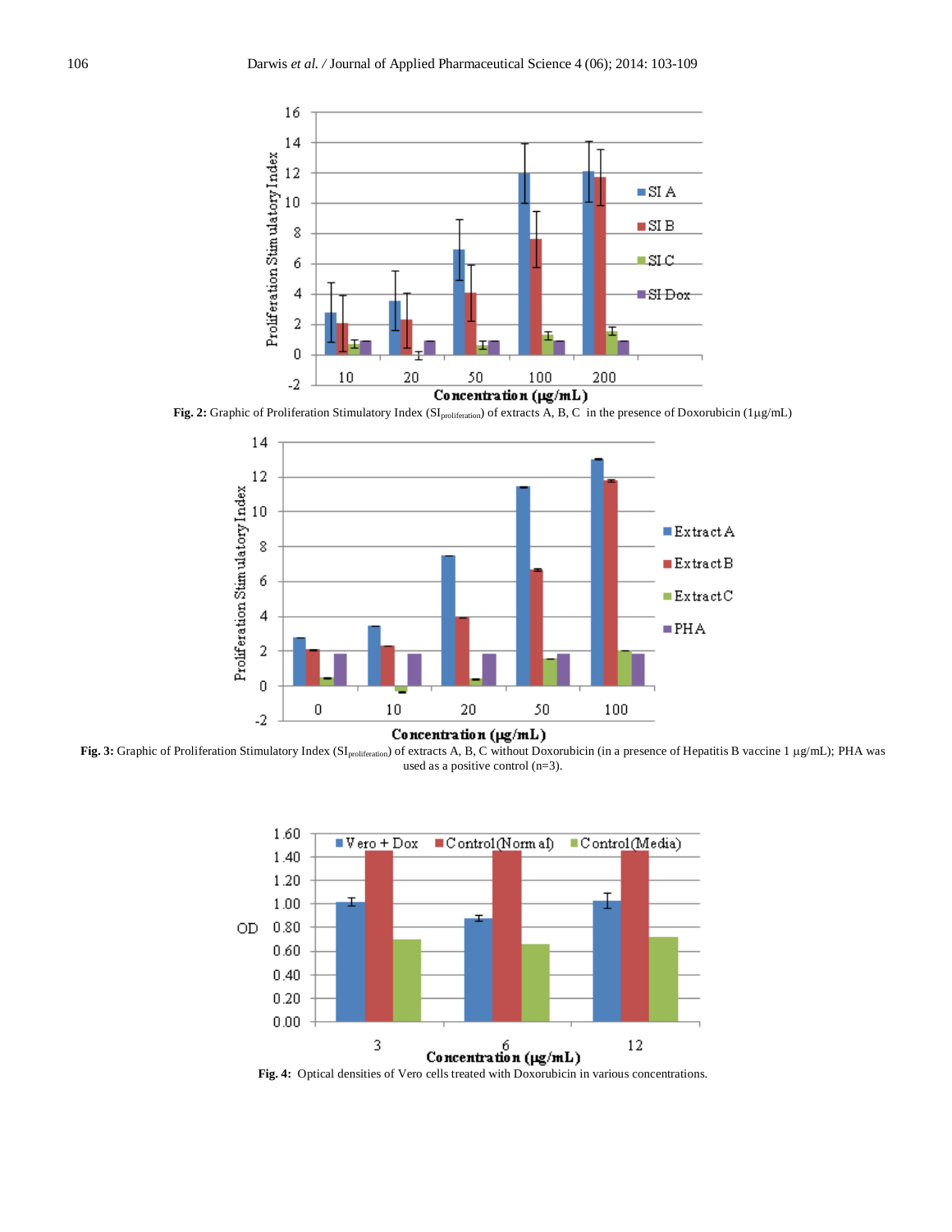**Fig. 2:** Graphic of Proliferation Stimulatory Index ($SI_{proliferation}$) of extracts A, B, C in the presence of Doxorubicin (1µg/mL)

**Fig. 3:** Graphic of Proliferation Stimulatory Index ($SI_{proliferation}$) of extracts A, B, C without Doxorubicin (in a presence of Hepatitis B vaccine 1 µg/mL); PHA was used as a positive control (n=3).

**Fig. 4:** Optical densities of Vero cells treated with Doxorubicin in various concentrations.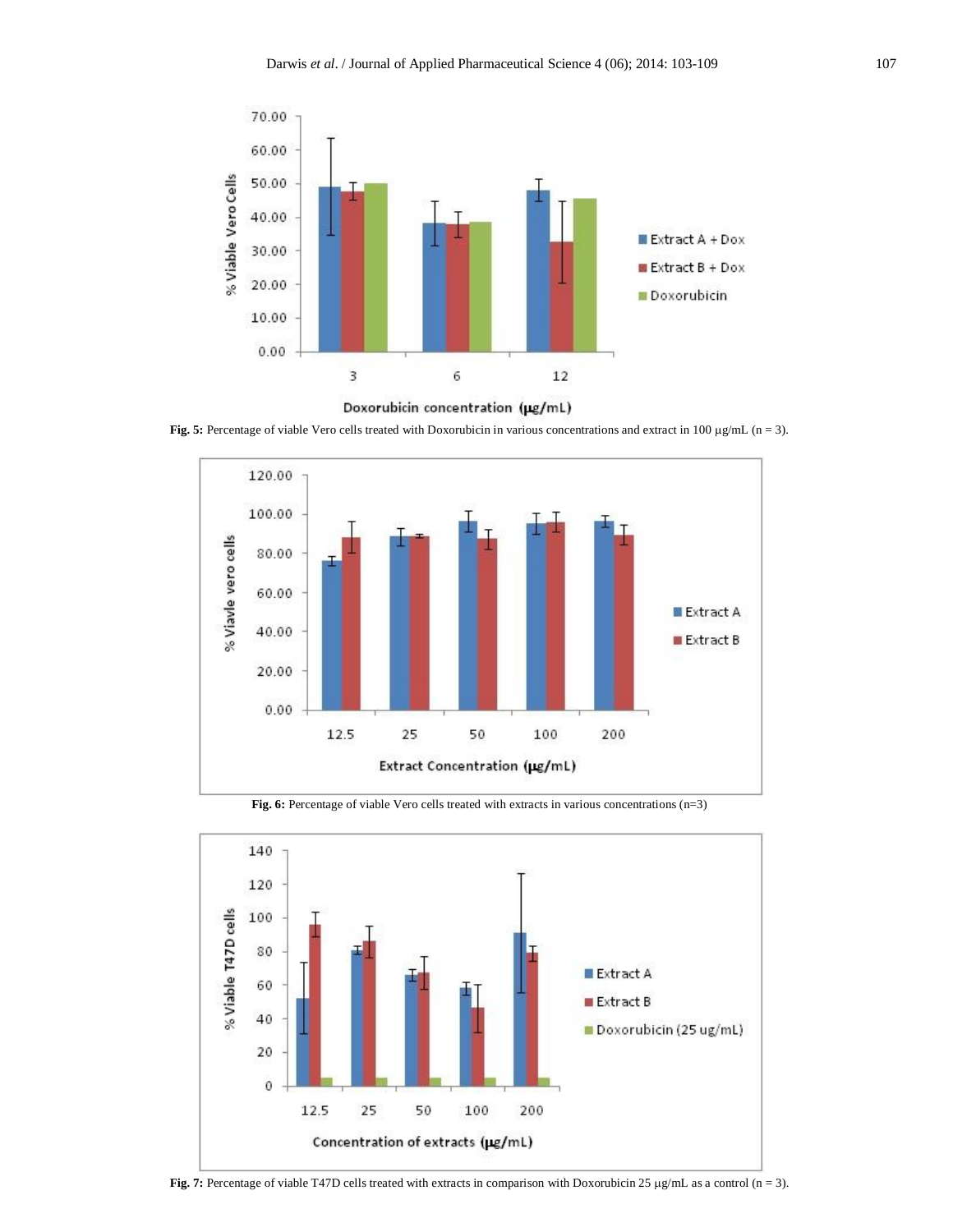Fig. 5: Percentage of viable Vero cells treated with Doxorubicin in various concentrations and extract in 100 µg/mL (n = 3).

Fig. 6: Percentage of viable Vero cells treated with extracts in various concentrations (n=3)

Fig. 7: Percentage of viable T47D cells treated with extracts in comparison with Doxorubicin 25 µg/mL as a control (n = 3).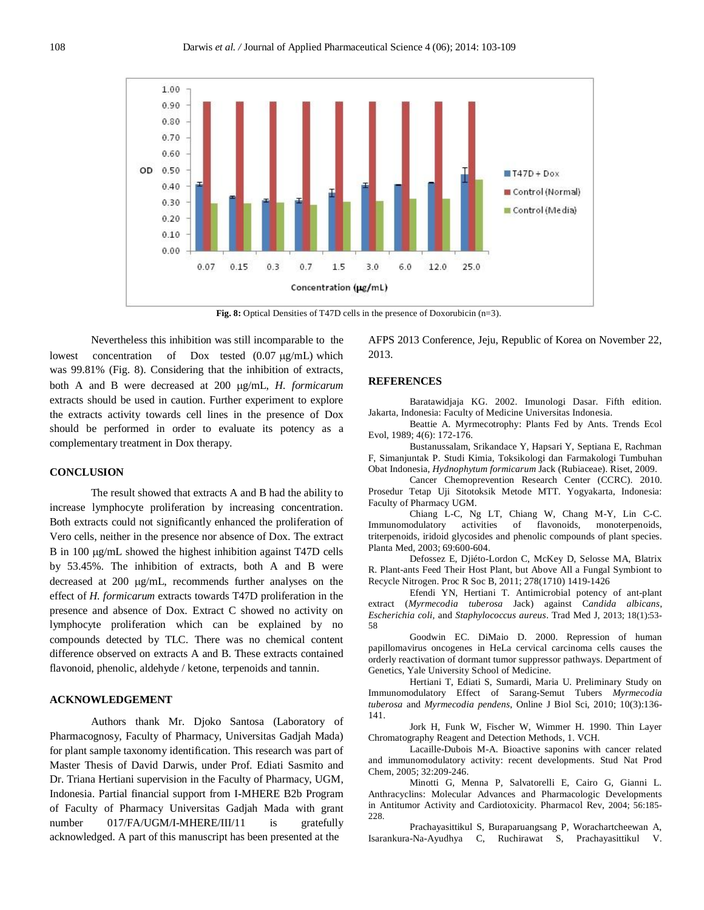Fig. 8: Optical Densities of T47D cells in the presence of Doxorubicin (n=3).

Nevertheless this inhibition was still incomparable to the lowest concentration of Dox tested (0.07 μg/mL) which was 99.81% (Fig. 8). Considering that the inhibition of extracts, both A and B were decreased at 200 μg/mL, *H. formicarum* extracts should be used in caution. Further experiment to explore the extracts activity towards cell lines in the presence of Dox should be performed in order to evaluate its potency as a complementary treatment in Dox therapy.

## CONCLUSION

The result showed that extracts A and B had the ability to increase lymphocyte proliferation by increasing concentration. Both extracts could not significantly enhanced the proliferation of Vero cells, neither in the presence nor absence of Dox. The extract B in 100 μg/mL showed the highest inhibition against T47D cells by 53.45%. The inhibition of extracts, both A and B were decreased at 200 μg/mL, recommends further analyses on the effect of *H. formicarum* extracts towards T47D proliferation in the presence and absence of Dox. Extract C showed no activity on lymphocyte proliferation which can be explained by no compounds detected by TLC. There was no chemical content difference observed on extracts A and B. These extracts contained flavonoid, phenolic, aldehyde / ketone, terpenoids and tannin.

## ACKNOWLEDGEMENT

Authors thank Mr. Djoko Santosa (Laboratory of Pharmacognosy, Faculty of Pharmacy, Universitas Gadjah Mada) for plant sample taxonomy identification. This research was part of Master Thesis of David Darwis, under Prof. Ediati Sasmito and Dr. Triana Hertiani supervision in the Faculty of Pharmacy, UGM, Indonesia. Partial financial support from I-MHERE B2b Program of Faculty of Pharmacy Universitas Gadjah Mada with grant number 017/FA/UGM/I-MHERE/III/11 is gratefully acknowledged. A part of this manuscript has been presented at the AFPS 2013 Conference, Jeju, Republic of Korea on November 22, 2013.

## REFERENCES

Baratawidjaja KG. 2002. Imunologi Dasar. Fifth edition. Jakarta, Indonesia: Faculty of Medicine Universitas Indonesia.

Beattie A. Myrmecotrophy: Plants Fed by Ants. Trends Ecol Evol, 1989; 4(6): 172-176.

Bustanussalam, Srikandace Y, Hapsari Y, Septiana E, Rachman F, Simanjuntak P. Studi Kimia, Toksikologi dan Farmakologi Tumbuhan Obat Indonesia, *Hydnophytum formicarum* Jack (Rubiaceae). Riset, 2009.

Cancer Chemoprevention Research Center (CCRC). 2010. Prosedur Tetap Uji Sitotoksik Metode MTT. Yogyakarta, Indonesia: Faculty of Pharmacy UGM.

Chiang L-C, Ng LT, Chiang W, Chang M-Y, Lin C-C. Immunomodulatory activities of flavonoids, monoterpenoids, triterpenoids, iridoid glycosides and phenolic compounds of plant species. Planta Med, 2003; 69:600-604.

Defossez E, Djiéto-Lordon C, McKey D, Selosse MA, Blatrix R. Plant-ants Feed Their Host Plant, but Above All a Fungal Symbiont to Recycle Nitrogen. Proc R Soc B, 2011; 278(1710) 1419-1426

Efendi YN, Hertiani T. Antimicrobial potency of ant-plant extract (*Myrmecodia tuberosa* Jack) against C*andida albicans*, *Escherichia coli*, and *Staphylococcus aureus*. Trad Med J, 2013; 18(1):53-58

Goodwin EC. DiMaio D. 2000. Repression of human papillomavirus oncogenes in HeLa cervical carcinoma cells causes the orderly reactivation of dormant tumor suppressor pathways. Department of Genetics, Yale University School of Medicine.

Hertiani T, Ediati S, Sumardi, Maria U. Preliminary Study on Immunomodulatory Effect of Sarang-Semut Tubers *Myrmecodia tuberosa* and *Myrmecodia pendens*, Online J Biol Sci, 2010; 10(3):136-141.

Jork H, Funk W, Fischer W, Wimmer H. 1990. Thin Layer Chromatography Reagent and Detection Methods, 1. VCH.

Lacaille-Dubois M-A. Bioactive saponins with cancer related and immunomodulatory activity: recent developments. Stud Nat Prod Chem, 2005; 32:209-246.

Minotti G, Menna P, Salvatorelli E, Cairo G, Gianni L. Anthracyclins: Molecular Advances and Pharmacologic Developments in Antitumor Activity and Cardiotoxicity. Pharmacol Rev, 2004; 56:185-228.

Prachayasittikul S, Buraparuangsang P, Worachartcheewan A, Isarankura-Na-Ayudhya C, Ruchirawat S, Prachayasittikul V.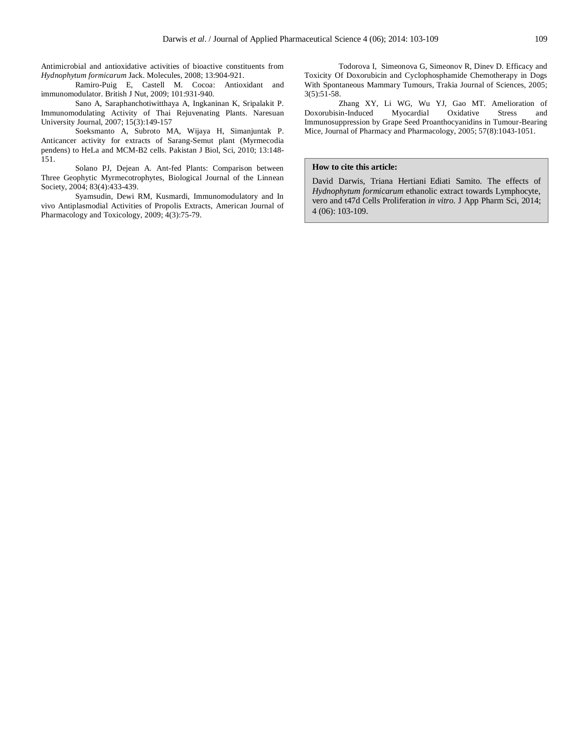Antimicrobial and antioxidative activities of bioactive constituents from *Hydnophytum formicarum* Jack. Molecules, 2008; 13:904-921.

Ramiro-Puig E, Castell M. Cocoa: Antioxidant and immunomodulator. British J Nut, 2009; 101:931-940.

Sano A, Saraphanchotiwitthaya A, Ingkaninan K, Sripalakit P. Immunomodulating Activity of Thai Rejuvenating Plants. Naresuan University Journal, 2007; 15(3):149-157

Soeksmanto A, Subroto MA, Wijaya H, Simanjuntak P. Anticancer activity for extracts of Sarang-Semut plant (Myrmecodia pendens) to HeLa and MCM-B2 cells. Pakistan J Biol, Sci, 2010; 13:148-151.

Solano PJ, Dejean A. Ant-fed Plants: Comparison between Three Geophytic Myrmecotrophytes, Biological Journal of the Linnean Society, 2004; 83(4):433-439.

Syamsudin, Dewi RM, Kusmardi, Immunomodulatory and In vivo Antiplasmodial Activities of Propolis Extracts, American Journal of Pharmacology and Toxicology, 2009; 4(3):75-79.

Todorova I, Simeonova G, Simeonov R, Dinev D. Efficacy and Toxicity Of Doxorubicin and Cyclophosphamide Chemotherapy in Dogs With Spontaneous Mammary Tumours, Trakia Journal of Sciences, 2005; 3(5):51-58.

Zhang XY, Li WG, Wu YJ, Gao MT. Amelioration of Doxorubisin-Induced Myocardial Oxidative Stress and Immunosuppression by Grape Seed Proanthocyanidins in Tumour-Bearing Mice, Journal of Pharmacy and Pharmacology, 2005; 57(8):1043-1051.

**How to cite this article:**

David Darwis, Triana Hertiani Ediati Samito. The effects of *Hydnophytum formicarum* ethanolic extract towards Lymphocyte, vero and t47d Cells Proliferation *in vitro*. J App Pharm Sci, 2014; 4 (06): 103-109.